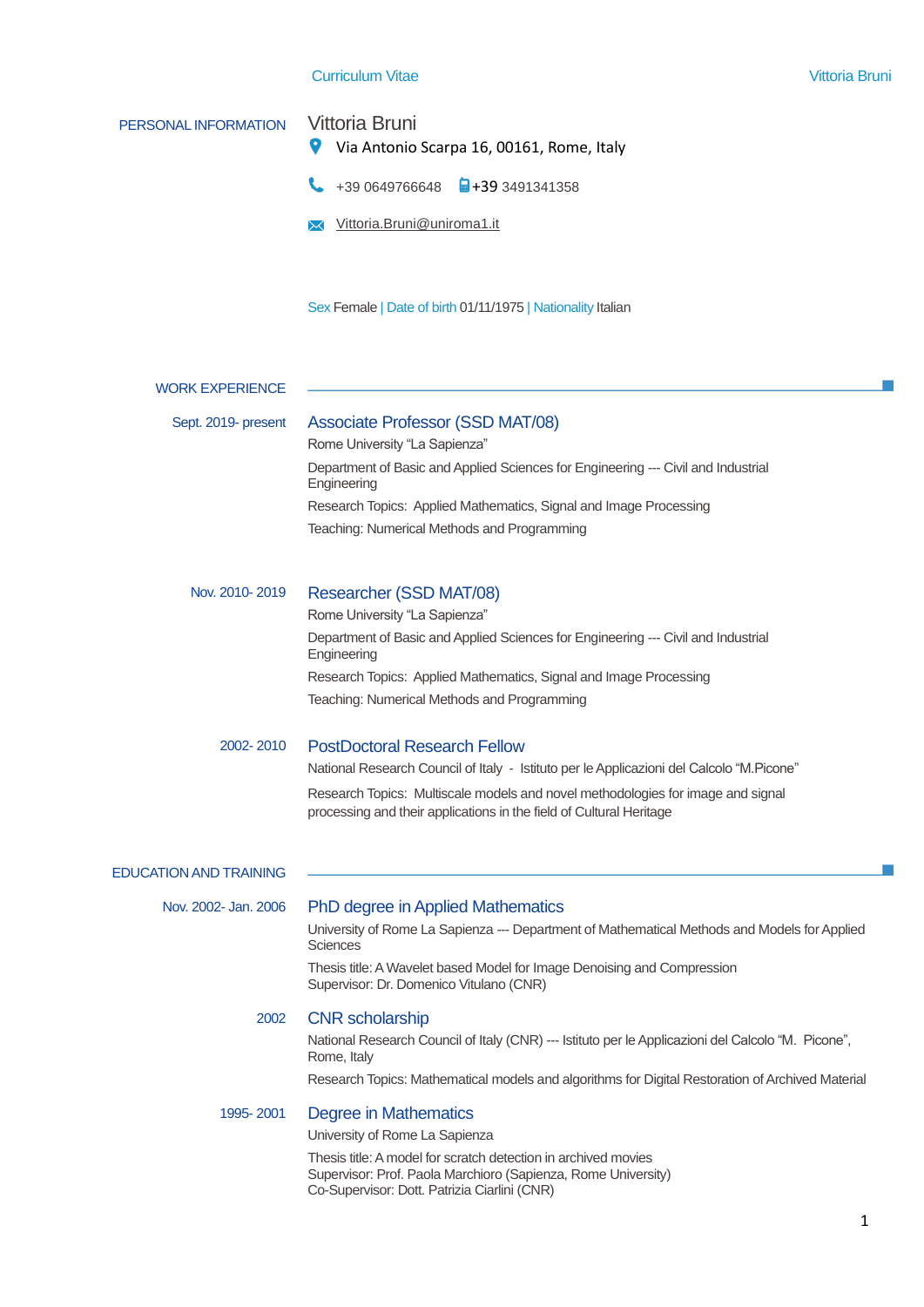# Curriculum Vitae

## PERSONAL INFORMATION

**Vittoria Bruni**

Via Antonio Scarpa 16, 00161, Rome, Italy

+39 0649766648 +39 3491341358

Vittoria.Bruni@uniroma1.it

Sex Female | Date of birth 01/11/1975 | Nationality Italian

## WORK EXPERIENCE

**Sept. 2019- present**

### Associate Professor (SSD MAT/08)

Rome University "La Sapienza"

Department of Basic and Applied Sciences for Engineering --- Civil and Industrial Engineering

Research Topics: Applied Mathematics, Signal and Image Processing

Teaching: Numerical Methods and Programming

**Nov. 2010- 2019**

### Researcher (SSD MAT/08)

Rome University "La Sapienza"

Department of Basic and Applied Sciences for Engineering --- Civil and Industrial Engineering

Research Topics: Applied Mathematics, Signal and Image Processing

Teaching: Numerical Methods and Programming

**2002- 2010**

### PostDoctoral Research Fellow

National Research Council of Italy - Istituto per le Applicazioni del Calcolo "M.Picone"

Research Topics: Multiscale models and novel methodologies for image and signal processing and their applications in the field of Cultural Heritage

## EDUCATION AND TRAINING

**Nov. 2002- Jan. 2006**

### PhD degree in Applied Mathematics

University of Rome La Sapienza --- Department of Mathematical Methods and Models for Applied Sciences

Thesis title: A Wavelet based Model for Image Denoising and Compression
Supervisor: Dr. Domenico Vitulano (CNR)

**2002**

### CNR scholarship

National Research Council of Italy (CNR) --- Istituto per le Applicazioni del Calcolo "M. Picone", Rome, Italy

Research Topics: Mathematical models and algorithms for Digital Restoration of Archived Material

**1995- 2001**

### Degree in Mathematics

University of Rome La Sapienza

Thesis title: A model for scratch detection in archived movies
Supervisor: Prof. Paola Marchioro (Sapienza, Rome University)
Co-Supervisor: Dott. Patrizia Ciarlini (CNR)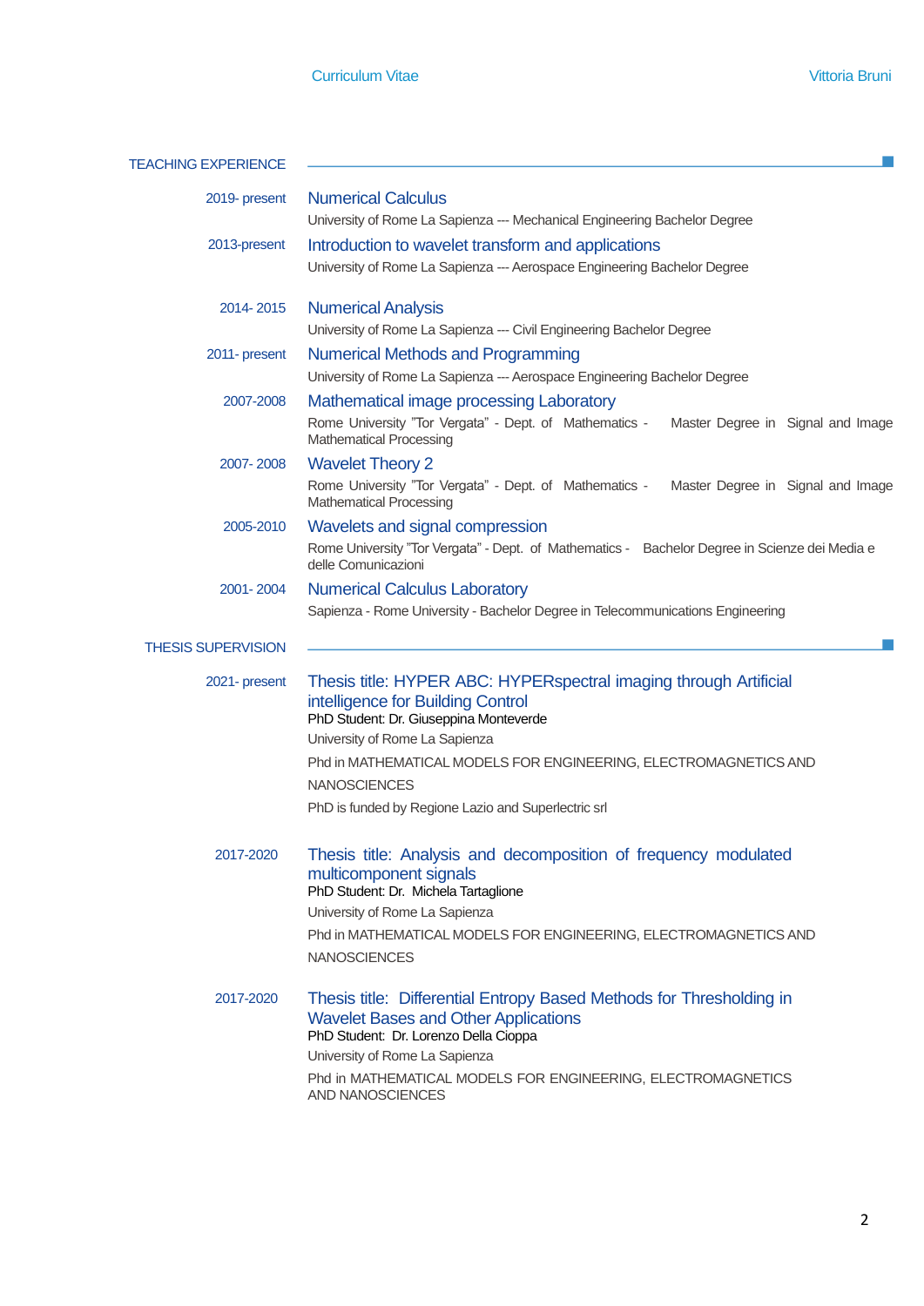## TEACHING EXPERIENCE

**2019- present** — **Numerical Calculus**
University of Rome La Sapienza --- Mechanical Engineering Bachelor Degree

**2013-present** — **Introduction to wavelet transform and applications**
University of Rome La Sapienza --- Aerospace Engineering Bachelor Degree

**2014- 2015** — **Numerical Analysis**
University of Rome La Sapienza --- Civil Engineering Bachelor Degree

**2011- present** — **Numerical Methods and Programming**
University of Rome La Sapienza --- Aerospace Engineering Bachelor Degree

**2007-2008** — **Mathematical image processing Laboratory**
Rome University "Tor Vergata" - Dept. of Mathematics - Master Degree in Signal and Image Mathematical Processing

**2007- 2008** — **Wavelet Theory 2**
Rome University "Tor Vergata" - Dept. of Mathematics - Master Degree in Signal and Image Mathematical Processing

**2005-2010** — **Wavelets and signal compression**
Rome University "Tor Vergata" - Dept. of Mathematics - Bachelor Degree in Scienze dei Media e delle Comunicazioni

**2001- 2004** — **Numerical Calculus Laboratory**
Sapienza - Rome University - Bachelor Degree in Telecommunications Engineering

## THESIS SUPERVISION

**2021- present** — **Thesis title: HYPER ABC: HYPERspectral imaging through Artificial intelligence for Building Control**
PhD Student: Dr. Giuseppina Monteverde
University of Rome La Sapienza
Phd in MATHEMATICAL MODELS FOR ENGINEERING, ELECTROMAGNETICS AND NANOSCIENCES
PhD is funded by Regione Lazio and Superlectric srl

**2017-2020** — **Thesis title: Analysis and decomposition of frequency modulated multicomponent signals**
PhD Student: Dr. Michela Tartaglione
University of Rome La Sapienza
Phd in MATHEMATICAL MODELS FOR ENGINEERING, ELECTROMAGNETICS AND NANOSCIENCES

**2017-2020** — **Thesis title: Differential Entropy Based Methods for Thresholding in Wavelet Bases and Other Applications**
PhD Student: Dr. Lorenzo Della Cioppa
University of Rome La Sapienza
Phd in MATHEMATICAL MODELS FOR ENGINEERING, ELECTROMAGNETICS AND NANOSCIENCES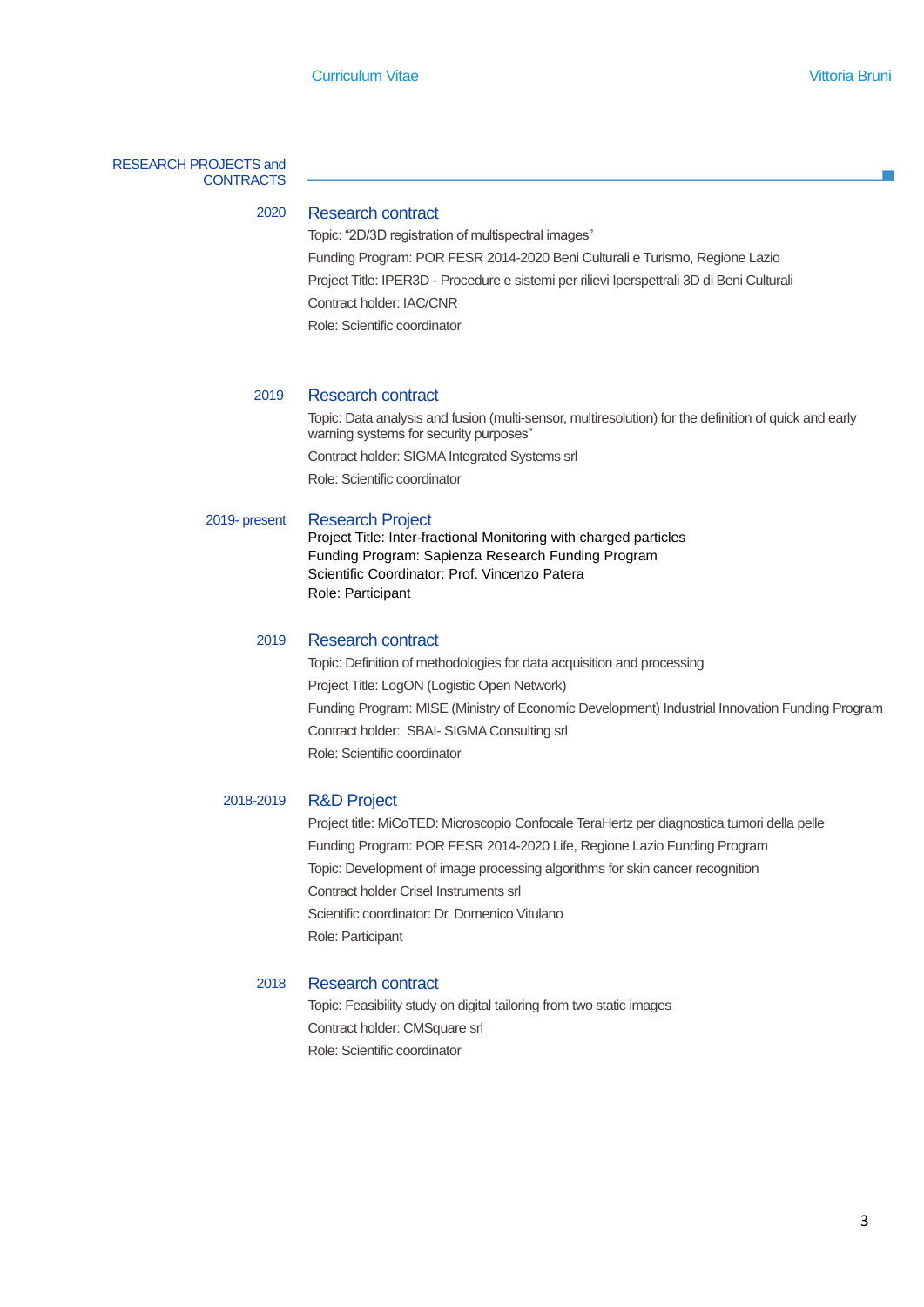## RESEARCH PROJECTS and CONTRACTS

**2020**

### Research contract

Topic: “2D/3D registration of multispectral images”

Funding Program: POR FESR 2014-2020 Beni Culturali e Turismo, Regione Lazio

Project Title: IPER3D - Procedure e sistemi per rilievi Iperspettrali 3D di Beni Culturali

Contract holder: IAC/CNR

Role: Scientific coordinator

**2019**

### Research contract

Topic: Data analysis and fusion (multi-sensor, multiresolution) for the definition of quick and early warning systems for security purposes”

Contract holder: SIGMA Integrated Systems srl

Role: Scientific coordinator

**2019- present**

### Research Project

Project Title: Inter-fractional Monitoring with charged particles
Funding Program: Sapienza Research Funding Program
Scientific Coordinator: Prof. Vincenzo Patera
Role: Participant

**2019**

### Research contract

Topic: Definition of methodologies for data acquisition and processing

Project Title: LogON (Logistic Open Network)

Funding Program: MISE (Ministry of Economic Development) Industrial Innovation Funding Program

Contract holder: SBAI- SIGMA Consulting srl

Role: Scientific coordinator

**2018-2019**

### R&D Project

Project title: MiCoTED: Microscopio Confocale TeraHertz per diagnostica tumori della pelle

Funding Program: POR FESR 2014-2020 Life, Regione Lazio Funding Program

Topic: Development of image processing algorithms for skin cancer recognition

Contract holder Crisel Instruments srl

Scientific coordinator: Dr. Domenico Vitulano

Role: Participant

**2018**

### Research contract

Topic: Feasibility study on digital tailoring from two static images

Contract holder: CMSquare srl

Role: Scientific coordinator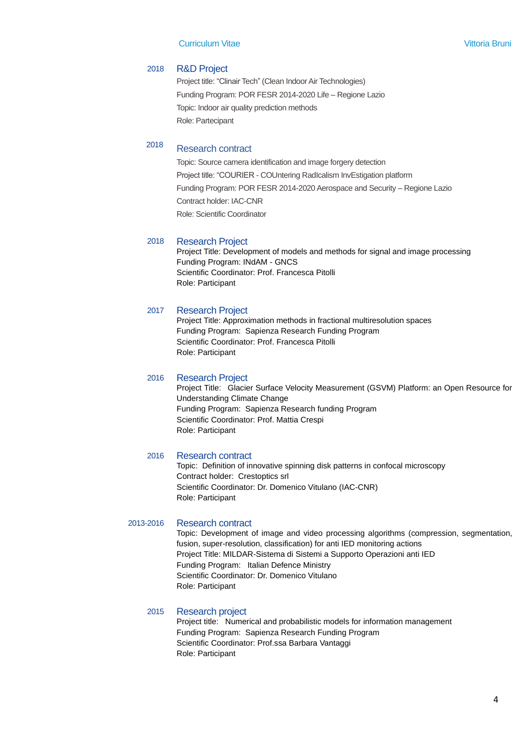**2018** **R&D Project**

Project title: “Clinair Tech” (Clean Indoor Air Technologies)
Funding Program: POR FESR 2014-2020 Life – Regione Lazio
Topic: Indoor air quality prediction methods
Role: Partecipant

**2018** **Research contract**

Topic: Source camera identification and image forgery detection
Project title: “COURIER - COUntering RadIcalism InvEstigation platform
Funding Program: POR FESR 2014-2020 Aerospace and Security – Regione Lazio
Contract holder: IAC-CNR
Role: Scientific Coordinator

**2018** **Research Project**

Project Title: Development of models and methods for signal and image processing
Funding Program: INdAM - GNCS
Scientific Coordinator: Prof. Francesca Pitolli
Role: Participant

**2017** **Research Project**

Project Title: Approximation methods in fractional multiresolution spaces
Funding Program: Sapienza Research Funding Program
Scientific Coordinator: Prof. Francesca Pitolli
Role: Participant

**2016** **Research Project**

Project Title: Glacier Surface Velocity Measurement (GSVM) Platform: an Open Resource for Understanding Climate Change
Funding Program: Sapienza Research funding Program
Scientific Coordinator: Prof. Mattia Crespi
Role: Participant

**2016** **Research contract**

Topic: Definition of innovative spinning disk patterns in confocal microscopy
Contract holder: Crestoptics srl
Scientific Coordinator: Dr. Domenico Vitulano (IAC-CNR)
Role: Participant

**2013-2016** **Research contract**

Topic: Development of image and video processing algorithms (compression, segmentation, fusion, super-resolution, classification) for anti IED monitoring actions
Project Title: MILDAR-Sistema di Sistemi a Supporto Operazioni anti IED
Funding Program: Italian Defence Ministry
Scientific Coordinator: Dr. Domenico Vitulano
Role: Participant

**2015** **Research project**

Project title: Numerical and probabilistic models for information management
Funding Program: Sapienza Research Funding Program
Scientific Coordinator: Prof.ssa Barbara Vantaggi
Role: Participant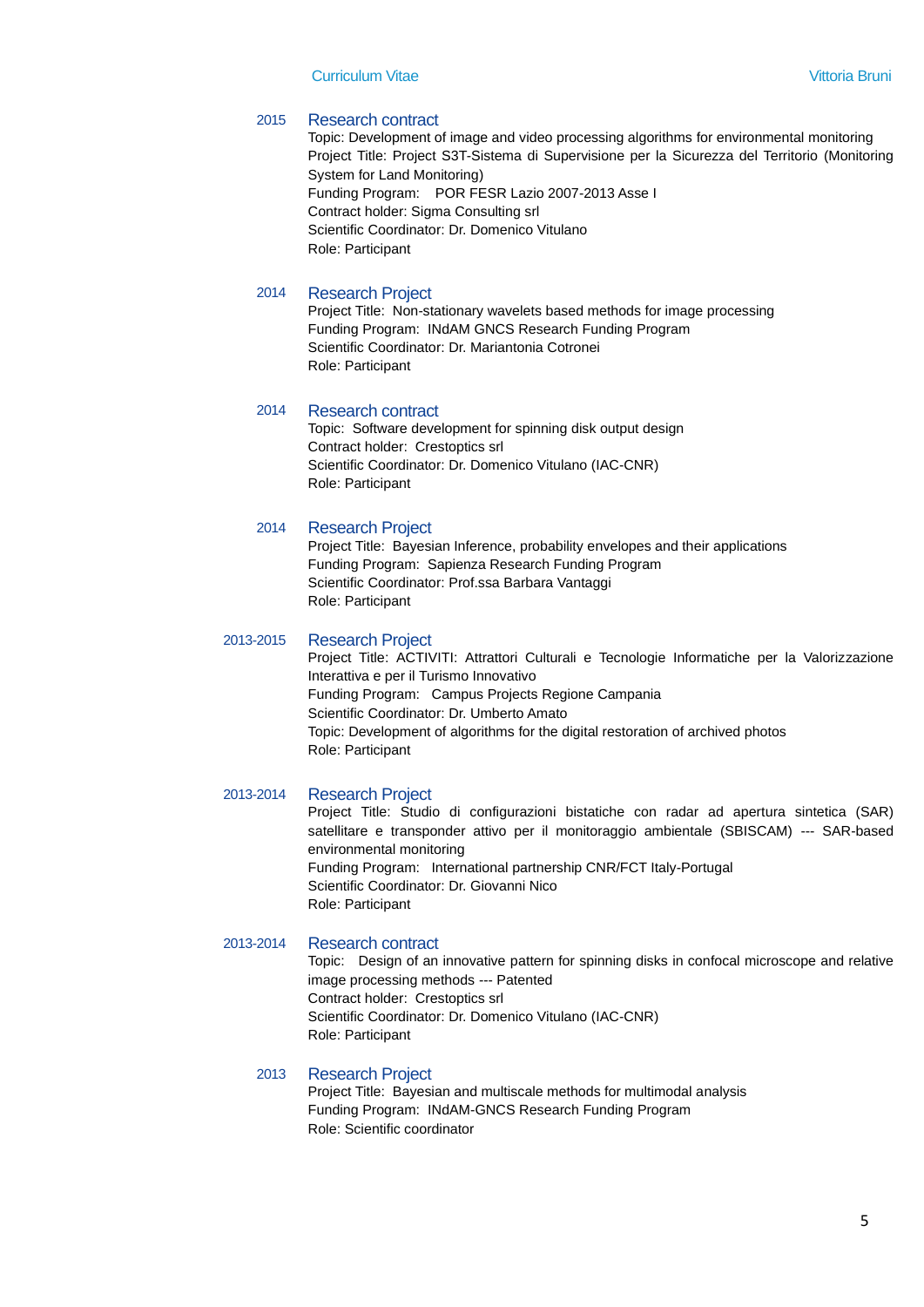**2015** — **Research contract**

Topic: Development of image and video processing algorithms for environmental monitoring
Project Title: Project S3T-Sistema di Supervisione per la Sicurezza del Territorio (Monitoring System for Land Monitoring)
Funding Program: POR FESR Lazio 2007-2013 Asse I
Contract holder: Sigma Consulting srl
Scientific Coordinator: Dr. Domenico Vitulano
Role: Participant

**2014** — **Research Project**

Project Title: Non-stationary wavelets based methods for image processing
Funding Program: INdAM GNCS Research Funding Program
Scientific Coordinator: Dr. Mariantonia Cotronei
Role: Participant

**2014** — **Research contract**

Topic: Software development for spinning disk output design
Contract holder: Crestoptics srl
Scientific Coordinator: Dr. Domenico Vitulano (IAC-CNR)
Role: Participant

**2014** — **Research Project**

Project Title: Bayesian Inference, probability envelopes and their applications
Funding Program: Sapienza Research Funding Program
Scientific Coordinator: Prof.ssa Barbara Vantaggi
Role: Participant

**2013-2015** — **Research Project**

Project Title: ACTIVITI: Attrattori Culturali e Tecnologie Informatiche per la Valorizzazione Interattiva e per il Turismo Innovativo
Funding Program: Campus Projects Regione Campania
Scientific Coordinator: Dr. Umberto Amato
Topic: Development of algorithms for the digital restoration of archived photos
Role: Participant

**2013-2014** — **Research Project**

Project Title: Studio di configurazioni bistatiche con radar ad apertura sintetica (SAR) satellitare e transponder attivo per il monitoraggio ambientale (SBISCAM) --- SAR-based environmental monitoring
Funding Program: International partnership CNR/FCT Italy-Portugal
Scientific Coordinator: Dr. Giovanni Nico
Role: Participant

**2013-2014** — **Research contract**

Topic: Design of an innovative pattern for spinning disks in confocal microscope and relative image processing methods --- Patented
Contract holder: Crestoptics srl
Scientific Coordinator: Dr. Domenico Vitulano (IAC-CNR)
Role: Participant

**2013** — **Research Project**

Project Title: Bayesian and multiscale methods for multimodal analysis
Funding Program: INdAM-GNCS Research Funding Program
Role: Scientific coordinator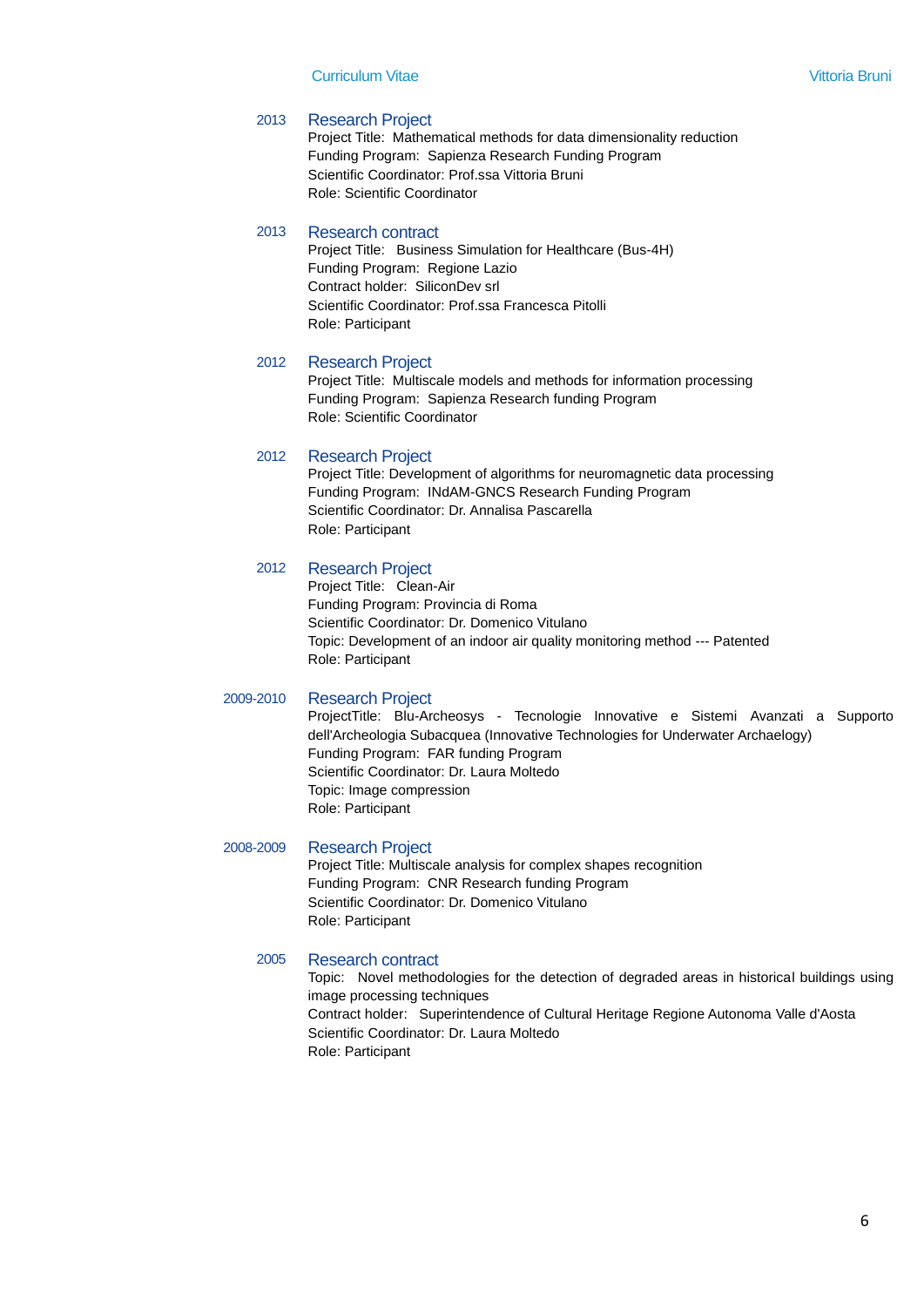**2013** — **Research Project**
Project Title: Mathematical methods for data dimensionality reduction
Funding Program: Sapienza Research Funding Program
Scientific Coordinator: Prof.ssa Vittoria Bruni
Role: Scientific Coordinator

**2013** — **Research contract**
Project Title: Business Simulation for Healthcare (Bus-4H)
Funding Program: Regione Lazio
Contract holder: SiliconDev srl
Scientific Coordinator: Prof.ssa Francesca Pitolli
Role: Participant

**2012** — **Research Project**
Project Title: Multiscale models and methods for information processing
Funding Program: Sapienza Research funding Program
Role: Scientific Coordinator

**2012** — **Research Project**
Project Title: Development of algorithms for neuromagnetic data processing
Funding Program: INdAM-GNCS Research Funding Program
Scientific Coordinator: Dr. Annalisa Pascarella
Role: Participant

**2012** — **Research Project**
Project Title: Clean-Air
Funding Program: Provincia di Roma
Scientific Coordinator: Dr. Domenico Vitulano
Topic: Development of an indoor air quality monitoring method --- Patented
Role: Participant

**2009-2010** — **Research Project**
ProjectTitle: Blu-Archeosys - Tecnologie Innovative e Sistemi Avanzati a Supporto dell'Archeologia Subacquea (Innovative Technologies for Underwater Archaelogy)
Funding Program: FAR funding Program
Scientific Coordinator: Dr. Laura Moltedo
Topic: Image compression
Role: Participant

**2008-2009** — **Research Project**
Project Title: Multiscale analysis for complex shapes recognition
Funding Program: CNR Research funding Program
Scientific Coordinator: Dr. Domenico Vitulano
Role: Participant

**2005** — **Research contract**
Topic: Novel methodologies for the detection of degraded areas in historical buildings using image processing techniques
Contract holder: Superintendence of Cultural Heritage Regione Autonoma Valle d'Aosta
Scientific Coordinator: Dr. Laura Moltedo
Role: Participant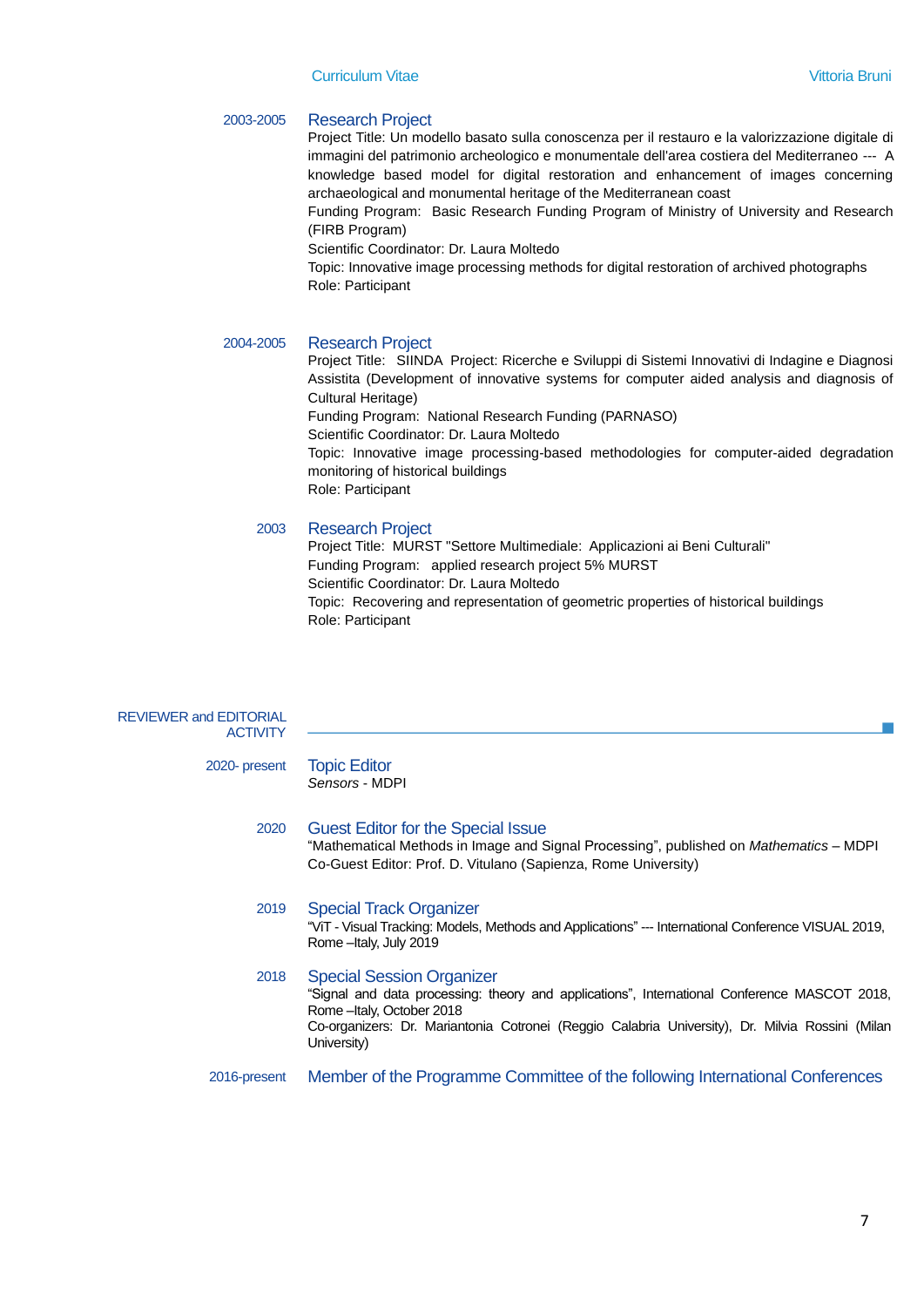**2003-2005** — **Research Project**

Project Title: Un modello basato sulla conoscenza per il restauro e la valorizzazione digitale di immagini del patrimonio archeologico e monumentale dell'area costiera del Mediterraneo --- A knowledge based model for digital restoration and enhancement of images concerning archaeological and monumental heritage of the Mediterranean coast
Funding Program: Basic Research Funding Program of Ministry of University and Research (FIRB Program)
Scientific Coordinator: Dr. Laura Moltedo
Topic: Innovative image processing methods for digital restoration of archived photographs
Role: Participant

**2004-2005** — **Research Project**

Project Title: SIINDA Project: Ricerche e Sviluppi di Sistemi Innovativi di Indagine e Diagnosi Assistita (Development of innovative systems for computer aided analysis and diagnosis of Cultural Heritage)
Funding Program: National Research Funding (PARNASO)
Scientific Coordinator: Dr. Laura Moltedo
Topic: Innovative image processing-based methodologies for computer-aided degradation monitoring of historical buildings
Role: Participant

**2003** — **Research Project**

Project Title: MURST "Settore Multimediale: Applicazioni ai Beni Culturali"
Funding Program: applied research project 5% MURST
Scientific Coordinator: Dr. Laura Moltedo
Topic: Recovering and representation of geometric properties of historical buildings
Role: Participant

## REVIEWER and EDITORIAL ACTIVITY

**2020- present** — **Topic Editor**

*Sensors* - MDPI

**2020** — **Guest Editor for the Special Issue**

"Mathematical Methods in Image and Signal Processing", published on *Mathematics* – MDPI
Co-Guest Editor: Prof. D. Vitulano (Sapienza, Rome University)

**2019** — **Special Track Organizer**

"ViT - Visual Tracking: Models, Methods and Applications" --- International Conference VISUAL 2019, Rome –Italy, July 2019

**2018** — **Special Session Organizer**

"Signal and data processing: theory and applications", International Conference MASCOT 2018, Rome –Italy, October 2018
Co-organizers: Dr. Mariantonia Cotronei (Reggio Calabria University), Dr. Milvia Rossini (Milan University)

**2016-present** — **Member of the Programme Committee of the following International Conferences**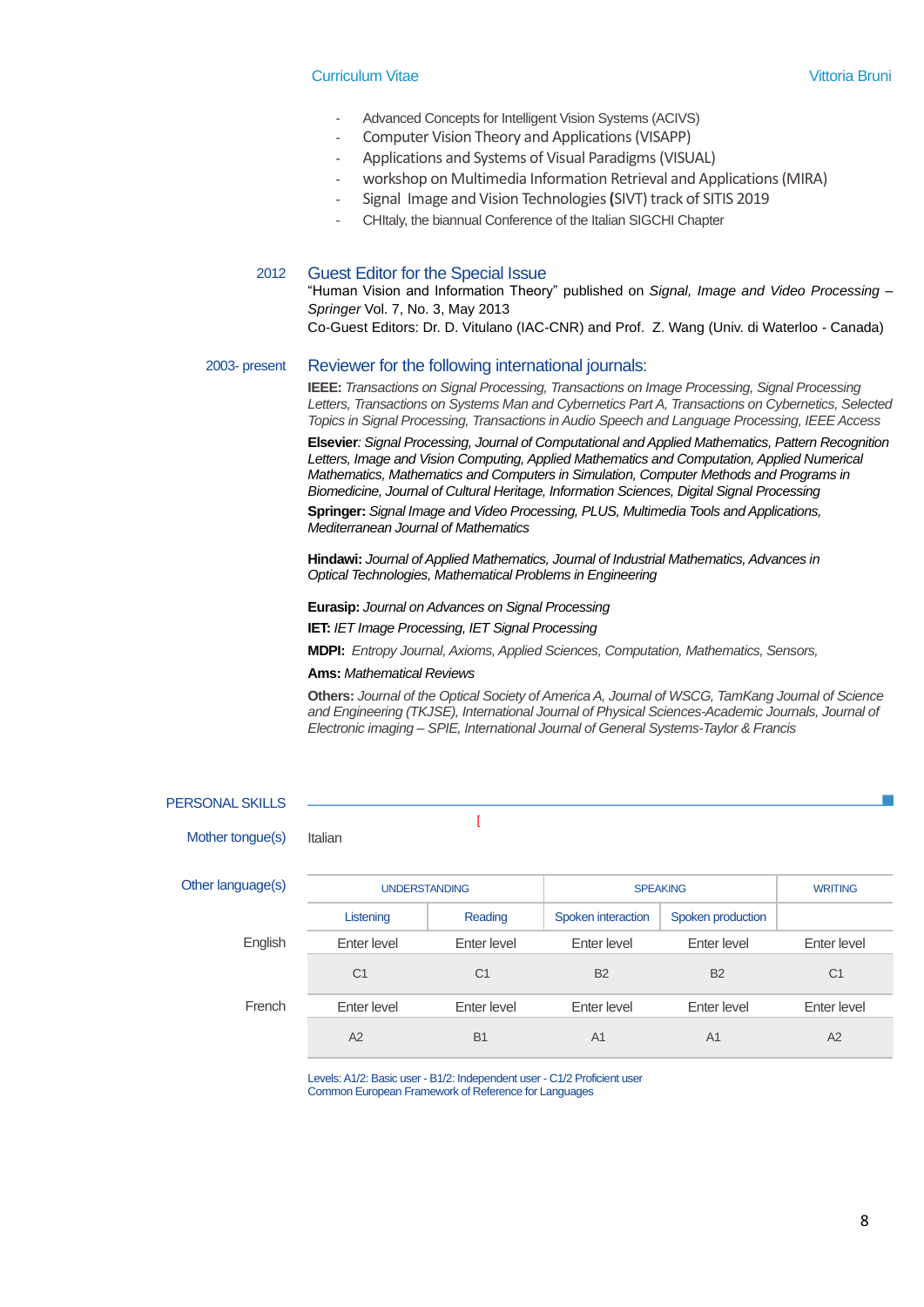- Advanced Concepts for Intelligent Vision Systems (ACIVS)
- Computer Vision Theory and Applications (VISAPP)
- Applications and Systems of Visual Paradigms (VISUAL)
- workshop on Multimedia Information Retrieval and Applications (MIRA)
- Signal Image and Vision Technologies (SIVT) track of SITIS 2019
- CHItaly, the biannual Conference of the Italian SIGCHI Chapter

2012 **Guest Editor for the Special Issue**
"Human Vision and Information Theory" published on *Signal, Image and Video Processing – Springer* Vol. 7, No. 3, May 2013
Co-Guest Editors: Dr. D. Vitulano (IAC-CNR) and Prof. Z. Wang (Univ. di Waterloo - Canada)

2003- present **Reviewer for the following international journals:**

**IEEE:** *Transactions on Signal Processing, Transactions on Image Processing, Signal Processing Letters, Transactions on Systems Man and Cybernetics Part A, Transactions on Cybernetics, Selected Topics in Signal Processing, Transactions in Audio Speech and Language Processing, IEEE Access*

**Elsevier**: *Signal Processing, Journal of Computational and Applied Mathematics, Pattern Recognition Letters, Image and Vision Computing, Applied Mathematics and Computation, Applied Numerical Mathematics, Mathematics and Computers in Simulation, Computer Methods and Programs in Biomedicine, Journal of Cultural Heritage, Information Sciences, Digital Signal Processing*

**Springer:** *Signal Image and Video Processing, PLUS, Multimedia Tools and Applications, Mediterranean Journal of Mathematics*

**Hindawi:** *Journal of Applied Mathematics, Journal of Industrial Mathematics, Advances in Optical Technologies, Mathematical Problems in Engineering*

**Eurasip:** *Journal on Advances on Signal Processing*

**IET:** *IET Image Processing, IET Signal Processing*

**MDPI:** *Entropy Journal, Axioms, Applied Sciences, Computation, Mathematics, Sensors,*

**Ams:** *Mathematical Reviews*

**Others:** *Journal of the Optical Society of America A, Journal of WSCG, TamKang Journal of Science and Engineering (TKJSE), International Journal of Physical Sciences-Academic Journals, Journal of Electronic imaging – SPIE, International Journal of General Systems-Taylor & Francis*

## PERSONAL SKILLS

Mother tongue(s): Italian

Other language(s):

| | UNDERSTANDING | | SPEAKING | | WRITING |
|---|---|---|---|---|---|
| | Listening | Reading | Spoken interaction | Spoken production | |
| English | C1 | C1 | B2 | B2 | C1 |
| French | A2 | B1 | A1 | A1 | A2 |

Levels: A1/2: Basic user - B1/2: Independent user - C1/2 Proficient user
Common European Framework of Reference for Languages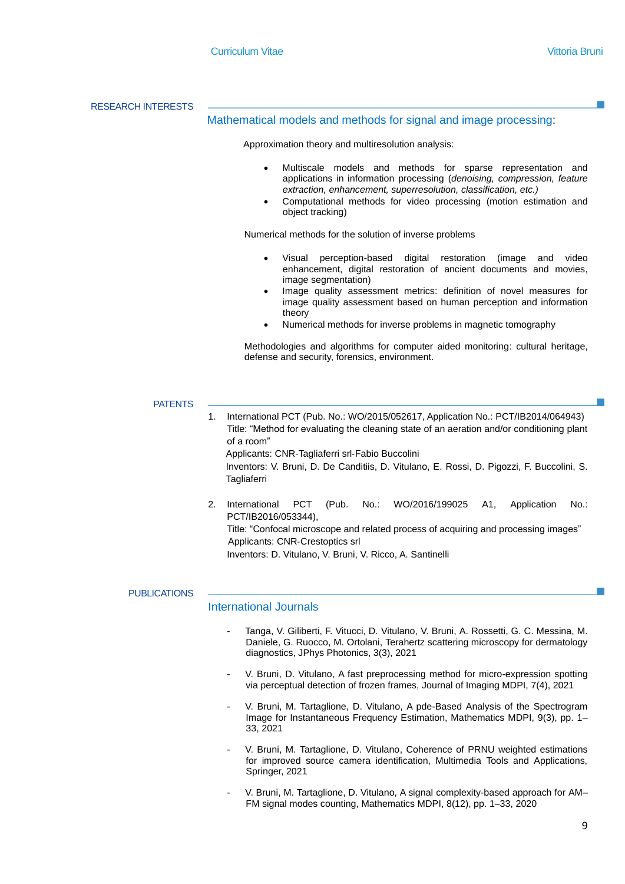## RESEARCH INTERESTS

### Mathematical models and methods for signal and image processing:

Approximation theory and multiresolution analysis:

- Multiscale models and methods for sparse representation and applications in information processing (*denoising, compression, feature extraction, enhancement, superresolution, classification, etc.)*
- Computational methods for video processing (motion estimation and object tracking)

Numerical methods for the solution of inverse problems

- Visual perception-based digital restoration (image and video enhancement, digital restoration of ancient documents and movies, image segmentation)
- Image quality assessment metrics: definition of novel measures for image quality assessment based on human perception and information theory
- Numerical methods for inverse problems in magnetic tomography

Methodologies and algorithms for computer aided monitoring: cultural heritage, defense and security, forensics, environment.

## PATENTS

1. International PCT (Pub. No.: WO/2015/052617, Application No.: PCT/IB2014/064943)
   Title: "Method for evaluating the cleaning state of an aeration and/or conditioning plant of a room"
   Applicants: CNR-Tagliaferri srl-Fabio Buccolini
   Inventors: V. Bruni, D. De Canditiis, D. Vitulano, E. Rossi, D. Pigozzi, F. Buccolini, S. Tagliaferri

2. International PCT (Pub. No.: WO/2016/199025 A1, Application No.: PCT/IB2016/053344),
   Title: "Confocal microscope and related process of acquiring and processing images"
   Applicants: CNR-Crestoptics srl
   Inventors: D. Vitulano, V. Bruni, V. Ricco, A. Santinelli

## PUBLICATIONS

### International Journals

- Tanga, V. Giliberti, F. Vitucci, D. Vitulano, V. Bruni, A. Rossetti, G. C. Messina, M. Daniele, G. Ruocco, M. Ortolani, Terahertz scattering microscopy for dermatology diagnostics, JPhys Photonics, 3(3), 2021

- V. Bruni, D. Vitulano, A fast preprocessing method for micro-expression spotting via perceptual detection of frozen frames, Journal of Imaging MDPI, 7(4), 2021

- V. Bruni, M. Tartaglione, D. Vitulano, A pde-Based Analysis of the Spectrogram Image for Instantaneous Frequency Estimation, Mathematics MDPI, 9(3), pp. 1–33, 2021

- V. Bruni, M. Tartaglione, D. Vitulano, Coherence of PRNU weighted estimations for improved source camera identification, Multimedia Tools and Applications, Springer, 2021

- V. Bruni, M. Tartaglione, D. Vitulano, A signal complexity-based approach for AM–FM signal modes counting, Mathematics MDPI, 8(12), pp. 1–33, 2020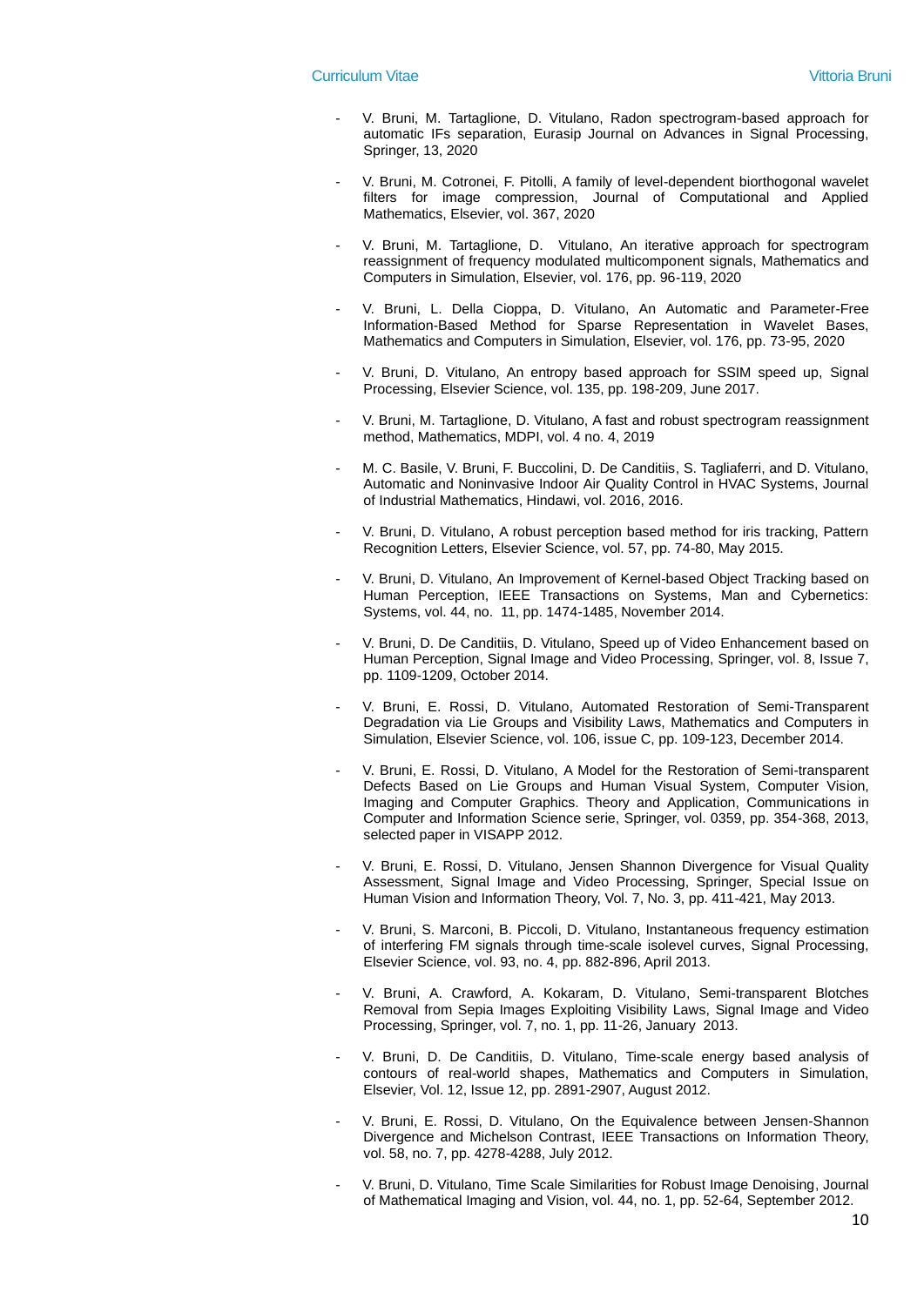- V. Bruni, M. Tartaglione, D. Vitulano, Radon spectrogram-based approach for automatic IFs separation, Eurasip Journal on Advances in Signal Processing, Springer, 13, 2020

- V. Bruni, M. Cotronei, F. Pitolli, A family of level-dependent biorthogonal wavelet filters for image compression, Journal of Computational and Applied Mathematics, Elsevier, vol. 367, 2020

- V. Bruni, M. Tartaglione, D. Vitulano, An iterative approach for spectrogram reassignment of frequency modulated multicomponent signals, Mathematics and Computers in Simulation, Elsevier, vol. 176, pp. 96-119, 2020

- V. Bruni, L. Della Cioppa, D. Vitulano, An Automatic and Parameter-Free Information-Based Method for Sparse Representation in Wavelet Bases, Mathematics and Computers in Simulation, Elsevier, vol. 176, pp. 73-95, 2020

- V. Bruni, D. Vitulano, An entropy based approach for SSIM speed up, Signal Processing, Elsevier Science, vol. 135, pp. 198-209, June 2017.

- V. Bruni, M. Tartaglione, D. Vitulano, A fast and robust spectrogram reassignment method, Mathematics, MDPI, vol. 4 no. 4, 2019

- M. C. Basile, V. Bruni, F. Buccolini, D. De Canditiis, S. Tagliaferri, and D. Vitulano, Automatic and Noninvasive Indoor Air Quality Control in HVAC Systems, Journal of Industrial Mathematics, Hindawi, vol. 2016, 2016.

- V. Bruni, D. Vitulano, A robust perception based method for iris tracking, Pattern Recognition Letters, Elsevier Science, vol. 57, pp. 74-80, May 2015.

- V. Bruni, D. Vitulano, An Improvement of Kernel-based Object Tracking based on Human Perception, IEEE Transactions on Systems, Man and Cybernetics: Systems, vol. 44, no. 11, pp. 1474-1485, November 2014.

- V. Bruni, D. De Canditiis, D. Vitulano, Speed up of Video Enhancement based on Human Perception, Signal Image and Video Processing, Springer, vol. 8, Issue 7, pp. 1109-1209, October 2014.

- V. Bruni, E. Rossi, D. Vitulano, Automated Restoration of Semi-Transparent Degradation via Lie Groups and Visibility Laws, Mathematics and Computers in Simulation, Elsevier Science, vol. 106, issue C, pp. 109-123, December 2014.

- V. Bruni, E. Rossi, D. Vitulano, A Model for the Restoration of Semi-transparent Defects Based on Lie Groups and Human Visual System, Computer Vision, Imaging and Computer Graphics. Theory and Application, Communications in Computer and Information Science serie, Springer, vol. 0359, pp. 354-368, 2013, selected paper in VISAPP 2012.

- V. Bruni, E. Rossi, D. Vitulano, Jensen Shannon Divergence for Visual Quality Assessment, Signal Image and Video Processing, Springer, Special Issue on Human Vision and Information Theory, Vol. 7, No. 3, pp. 411-421, May 2013.

- V. Bruni, S. Marconi, B. Piccoli, D. Vitulano, Instantaneous frequency estimation of interfering FM signals through time-scale isolevel curves, Signal Processing, Elsevier Science, vol. 93, no. 4, pp. 882-896, April 2013.

- V. Bruni, A. Crawford, A. Kokaram, D. Vitulano, Semi-transparent Blotches Removal from Sepia Images Exploiting Visibility Laws, Signal Image and Video Processing, Springer, vol. 7, no. 1, pp. 11-26, January 2013.

- V. Bruni, D. De Canditiis, D. Vitulano, Time-scale energy based analysis of contours of real-world shapes, Mathematics and Computers in Simulation, Elsevier, Vol. 12, Issue 12, pp. 2891-2907, August 2012.

- V. Bruni, E. Rossi, D. Vitulano, On the Equivalence between Jensen-Shannon Divergence and Michelson Contrast, IEEE Transactions on Information Theory, vol. 58, no. 7, pp. 4278-4288, July 2012.

- V. Bruni, D. Vitulano, Time Scale Similarities for Robust Image Denoising, Journal of Mathematical Imaging and Vision, vol. 44, no. 1, pp. 52-64, September 2012.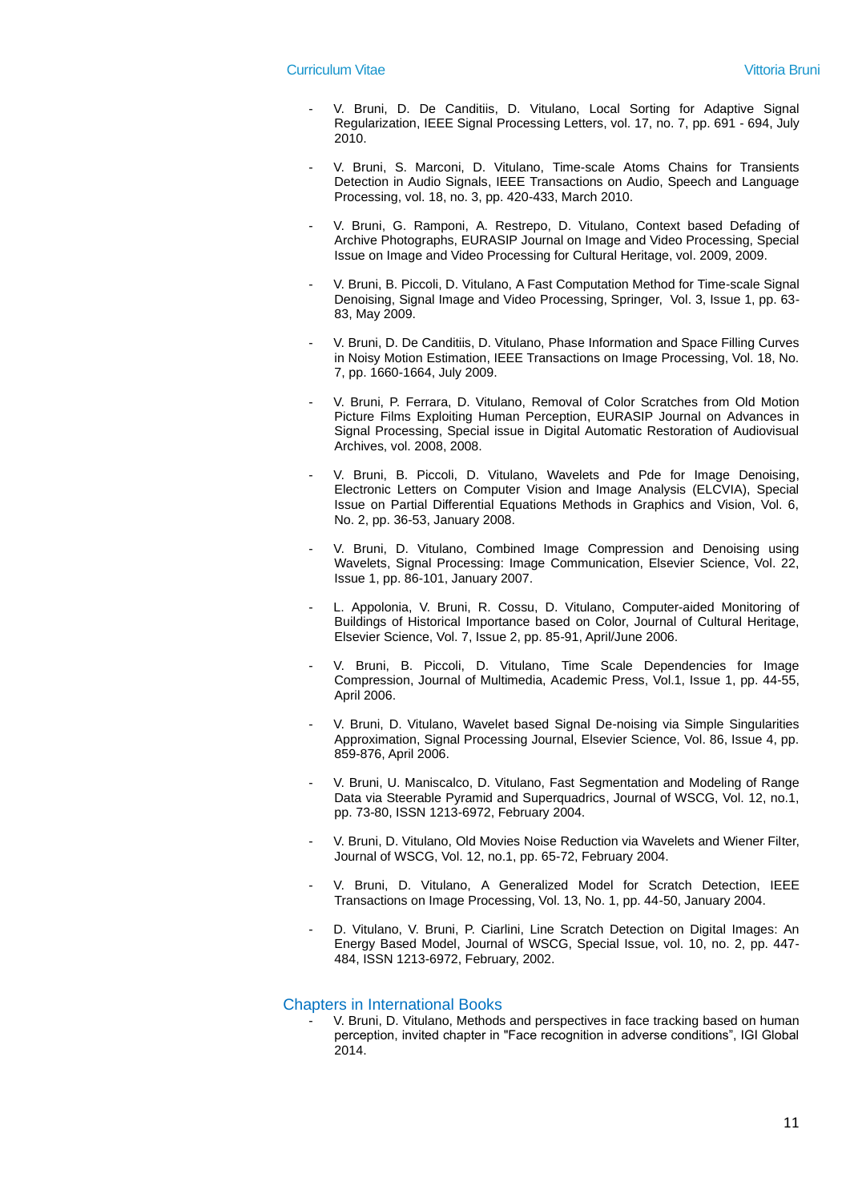- V. Bruni, D. De Canditiis, D. Vitulano, Local Sorting for Adaptive Signal Regularization, IEEE Signal Processing Letters, vol. 17, no. 7, pp. 691 - 694, July 2010.

- V. Bruni, S. Marconi, D. Vitulano, Time-scale Atoms Chains for Transients Detection in Audio Signals, IEEE Transactions on Audio, Speech and Language Processing, vol. 18, no. 3, pp. 420-433, March 2010.

- V. Bruni, G. Ramponi, A. Restrepo, D. Vitulano, Context based Defading of Archive Photographs, EURASIP Journal on Image and Video Processing, Special Issue on Image and Video Processing for Cultural Heritage, vol. 2009, 2009.

- V. Bruni, B. Piccoli, D. Vitulano, A Fast Computation Method for Time-scale Signal Denoising, Signal Image and Video Processing, Springer, Vol. 3, Issue 1, pp. 63-83, May 2009.

- V. Bruni, D. De Canditiis, D. Vitulano, Phase Information and Space Filling Curves in Noisy Motion Estimation, IEEE Transactions on Image Processing, Vol. 18, No. 7, pp. 1660-1664, July 2009.

- V. Bruni, P. Ferrara, D. Vitulano, Removal of Color Scratches from Old Motion Picture Films Exploiting Human Perception, EURASIP Journal on Advances in Signal Processing, Special issue in Digital Automatic Restoration of Audiovisual Archives, vol. 2008, 2008.

- V. Bruni, B. Piccoli, D. Vitulano, Wavelets and Pde for Image Denoising, Electronic Letters on Computer Vision and Image Analysis (ELCVIA), Special Issue on Partial Differential Equations Methods in Graphics and Vision, Vol. 6, No. 2, pp. 36-53, January 2008.

- V. Bruni, D. Vitulano, Combined Image Compression and Denoising using Wavelets, Signal Processing: Image Communication, Elsevier Science, Vol. 22, Issue 1, pp. 86-101, January 2007.

- L. Appolonia, V. Bruni, R. Cossu, D. Vitulano, Computer-aided Monitoring of Buildings of Historical Importance based on Color, Journal of Cultural Heritage, Elsevier Science, Vol. 7, Issue 2, pp. 85-91, April/June 2006.

- V. Bruni, B. Piccoli, D. Vitulano, Time Scale Dependencies for Image Compression, Journal of Multimedia, Academic Press, Vol.1, Issue 1, pp. 44-55, April 2006.

- V. Bruni, D. Vitulano, Wavelet based Signal De-noising via Simple Singularities Approximation, Signal Processing Journal, Elsevier Science, Vol. 86, Issue 4, pp. 859-876, April 2006.

- V. Bruni, U. Maniscalco, D. Vitulano, Fast Segmentation and Modeling of Range Data via Steerable Pyramid and Superquadrics, Journal of WSCG, Vol. 12, no.1, pp. 73-80, ISSN 1213-6972, February 2004.

- V. Bruni, D. Vitulano, Old Movies Noise Reduction via Wavelets and Wiener Filter, Journal of WSCG, Vol. 12, no.1, pp. 65-72, February 2004.

- V. Bruni, D. Vitulano, A Generalized Model for Scratch Detection, IEEE Transactions on Image Processing, Vol. 13, No. 1, pp. 44-50, January 2004.

- D. Vitulano, V. Bruni, P. Ciarlini, Line Scratch Detection on Digital Images: An Energy Based Model, Journal of WSCG, Special Issue, vol. 10, no. 2, pp. 447-484, ISSN 1213-6972, February, 2002.

## Chapters in International Books

- V. Bruni, D. Vitulano, Methods and perspectives in face tracking based on human perception, invited chapter in "Face recognition in adverse conditions", IGI Global 2014.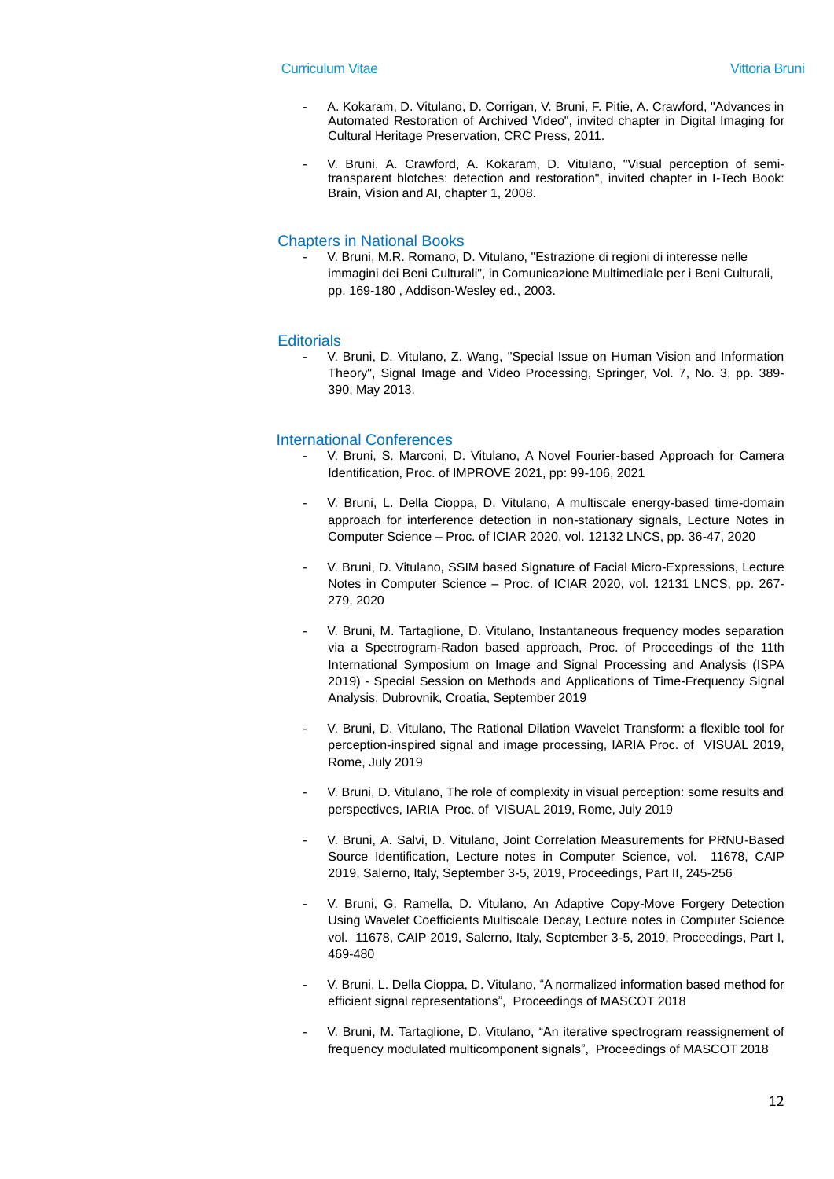- A. Kokaram, D. Vitulano, D. Corrigan, V. Bruni, F. Pitie, A. Crawford, "Advances in Automated Restoration of Archived Video", invited chapter in Digital Imaging for Cultural Heritage Preservation, CRC Press, 2011.

- V. Bruni, A. Crawford, A. Kokaram, D. Vitulano, "Visual perception of semi-transparent blotches: detection and restoration", invited chapter in I-Tech Book: Brain, Vision and AI, chapter 1, 2008.

## Chapters in National Books

- V. Bruni, M.R. Romano, D. Vitulano, "Estrazione di regioni di interesse nelle immagini dei Beni Culturali", in Comunicazione Multimediale per i Beni Culturali, pp. 169-180 , Addison-Wesley ed., 2003.

## Editorials

- V. Bruni, D. Vitulano, Z. Wang, "Special Issue on Human Vision and Information Theory", Signal Image and Video Processing, Springer, Vol. 7, No. 3, pp. 389-390, May 2013.

## International Conferences

- V. Bruni, S. Marconi, D. Vitulano, A Novel Fourier-based Approach for Camera Identification, Proc. of IMPROVE 2021, pp: 99-106, 2021

- V. Bruni, L. Della Cioppa, D. Vitulano, A multiscale energy-based time-domain approach for interference detection in non-stationary signals, Lecture Notes in Computer Science – Proc. of ICIAR 2020, vol. 12132 LNCS, pp. 36-47, 2020

- V. Bruni, D. Vitulano, SSIM based Signature of Facial Micro-Expressions, Lecture Notes in Computer Science – Proc. of ICIAR 2020, vol. 12131 LNCS, pp. 267-279, 2020

- V. Bruni, M. Tartaglione, D. Vitulano, Instantaneous frequency modes separation via a Spectrogram-Radon based approach, Proc. of Proceedings of the 11th International Symposium on Image and Signal Processing and Analysis (ISPA 2019) - Special Session on Methods and Applications of Time-Frequency Signal Analysis, Dubrovnik, Croatia, September 2019

- V. Bruni, D. Vitulano, The Rational Dilation Wavelet Transform: a flexible tool for perception-inspired signal and image processing, IARIA Proc. of VISUAL 2019, Rome, July 2019

- V. Bruni, D. Vitulano, The role of complexity in visual perception: some results and perspectives, IARIA Proc. of VISUAL 2019, Rome, July 2019

- V. Bruni, A. Salvi, D. Vitulano, Joint Correlation Measurements for PRNU-Based Source Identification, Lecture notes in Computer Science, vol. 11678, CAIP 2019, Salerno, Italy, September 3-5, 2019, Proceedings, Part II, 245-256

- V. Bruni, G. Ramella, D. Vitulano, An Adaptive Copy-Move Forgery Detection Using Wavelet Coefficients Multiscale Decay, Lecture notes in Computer Science vol. 11678, CAIP 2019, Salerno, Italy, September 3-5, 2019, Proceedings, Part I, 469-480

- V. Bruni, L. Della Cioppa, D. Vitulano, "A normalized information based method for efficient signal representations", Proceedings of MASCOT 2018

- V. Bruni, M. Tartaglione, D. Vitulano, "An iterative spectrogram reassignement of frequency modulated multicomponent signals", Proceedings of MASCOT 2018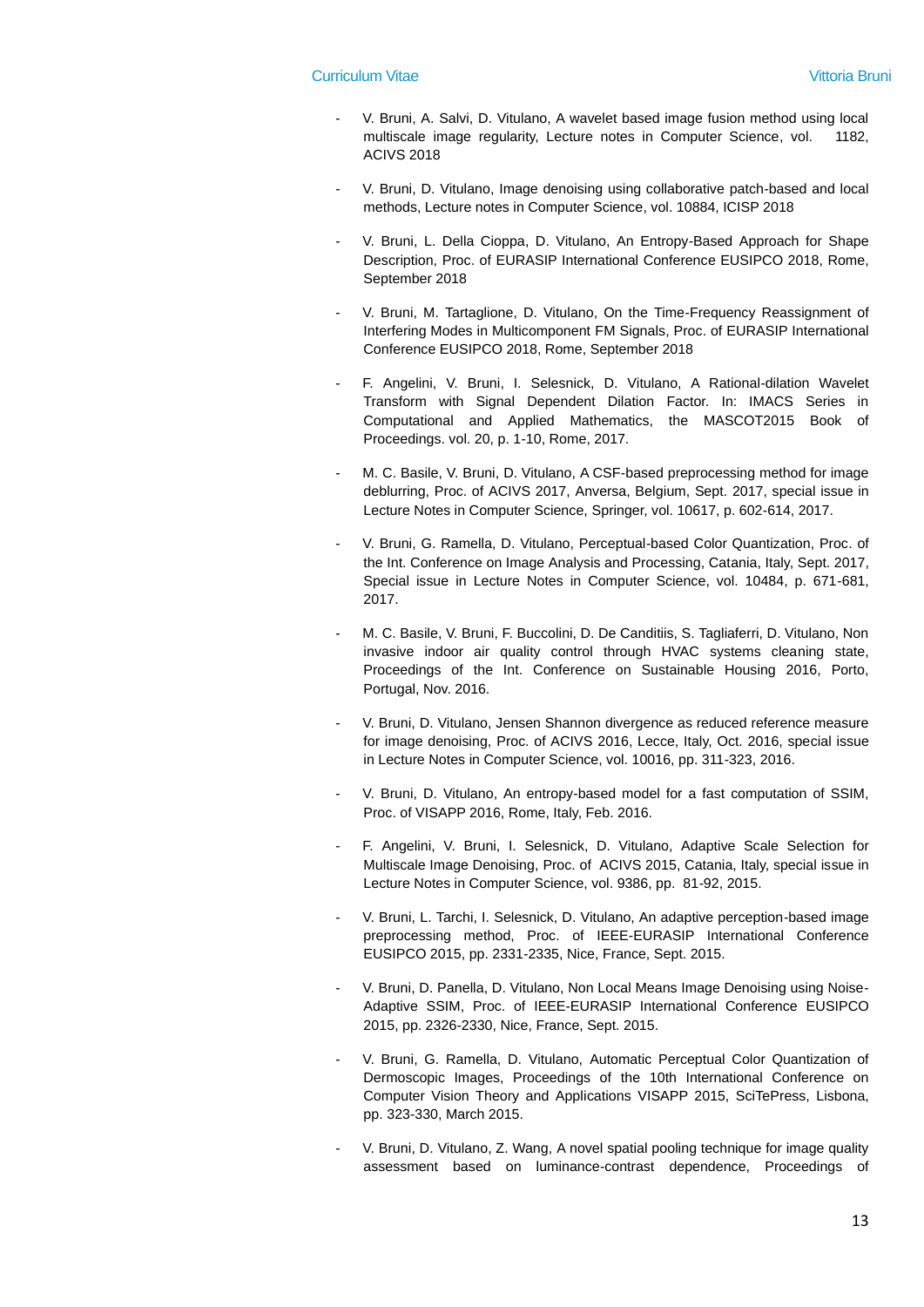- V. Bruni, A. Salvi, D. Vitulano, A wavelet based image fusion method using local multiscale image regularity, Lecture notes in Computer Science, vol. 1182, ACIVS 2018

- V. Bruni, D. Vitulano, Image denoising using collaborative patch-based and local methods, Lecture notes in Computer Science, vol. 10884, ICISP 2018

- V. Bruni, L. Della Cioppa, D. Vitulano, An Entropy-Based Approach for Shape Description, Proc. of EURASIP International Conference EUSIPCO 2018, Rome, September 2018

- V. Bruni, M. Tartaglione, D. Vitulano, On the Time-Frequency Reassignment of Interfering Modes in Multicomponent FM Signals, Proc. of EURASIP International Conference EUSIPCO 2018, Rome, September 2018

- F. Angelini, V. Bruni, I. Selesnick, D. Vitulano, A Rational-dilation Wavelet Transform with Signal Dependent Dilation Factor. In: IMACS Series in Computational and Applied Mathematics, the MASCOT2015 Book of Proceedings. vol. 20, p. 1-10, Rome, 2017.

- M. C. Basile, V. Bruni, D. Vitulano, A CSF-based preprocessing method for image deblurring, Proc. of ACIVS 2017, Anversa, Belgium, Sept. 2017, special issue in Lecture Notes in Computer Science, Springer, vol. 10617, p. 602-614, 2017.

- V. Bruni, G. Ramella, D. Vitulano, Perceptual-based Color Quantization, Proc. of the Int. Conference on Image Analysis and Processing, Catania, Italy, Sept. 2017, Special issue in Lecture Notes in Computer Science, vol. 10484, p. 671-681, 2017.

- M. C. Basile, V. Bruni, F. Buccolini, D. De Canditiis, S. Tagliaferri, D. Vitulano, Non invasive indoor air quality control through HVAC systems cleaning state, Proceedings of the Int. Conference on Sustainable Housing 2016, Porto, Portugal, Nov. 2016.

- V. Bruni, D. Vitulano, Jensen Shannon divergence as reduced reference measure for image denoising, Proc. of ACIVS 2016, Lecce, Italy, Oct. 2016, special issue in Lecture Notes in Computer Science, vol. 10016, pp. 311-323, 2016.

- V. Bruni, D. Vitulano, An entropy-based model for a fast computation of SSIM, Proc. of VISAPP 2016, Rome, Italy, Feb. 2016.

- F. Angelini, V. Bruni, I. Selesnick, D. Vitulano, Adaptive Scale Selection for Multiscale Image Denoising, Proc. of ACIVS 2015, Catania, Italy, special issue in Lecture Notes in Computer Science, vol. 9386, pp. 81-92, 2015.

- V. Bruni, L. Tarchi, I. Selesnick, D. Vitulano, An adaptive perception-based image preprocessing method, Proc. of IEEE-EURASIP International Conference EUSIPCO 2015, pp. 2331-2335, Nice, France, Sept. 2015.

- V. Bruni, D. Panella, D. Vitulano, Non Local Means Image Denoising using Noise-Adaptive SSIM, Proc. of IEEE-EURASIP International Conference EUSIPCO 2015, pp. 2326-2330, Nice, France, Sept. 2015.

- V. Bruni, G. Ramella, D. Vitulano, Automatic Perceptual Color Quantization of Dermoscopic Images, Proceedings of the 10th International Conference on Computer Vision Theory and Applications VISAPP 2015, SciTePress, Lisbona, pp. 323-330, March 2015.

- V. Bruni, D. Vitulano, Z. Wang, A novel spatial pooling technique for image quality assessment based on luminance-contrast dependence, Proceedings of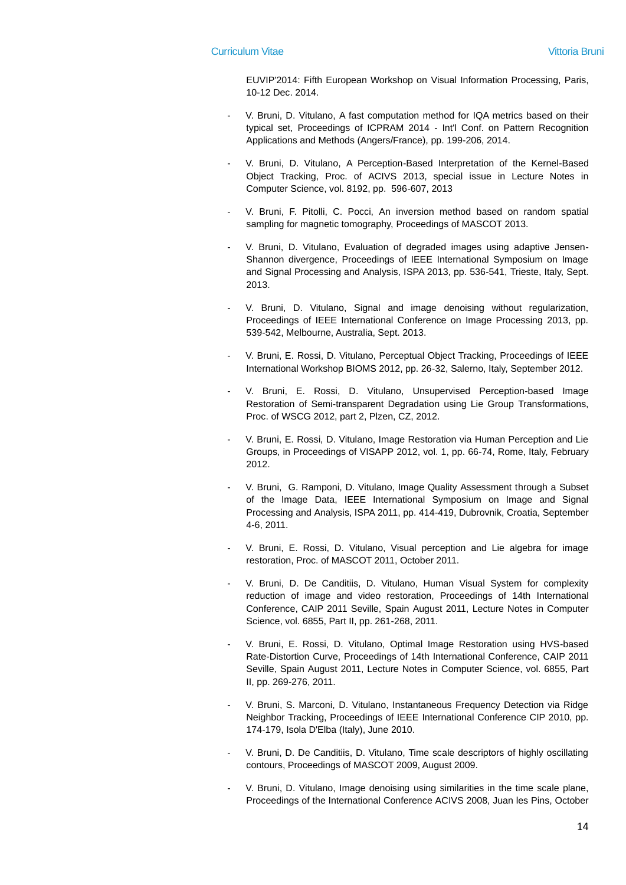EUVIP'2014: Fifth European Workshop on Visual Information Processing, Paris, 10-12 Dec. 2014.

- V. Bruni, D. Vitulano, A fast computation method for IQA metrics based on their typical set, Proceedings of ICPRAM 2014 - Int'l Conf. on Pattern Recognition Applications and Methods (Angers/France), pp. 199-206, 2014.
- V. Bruni, D. Vitulano, A Perception-Based Interpretation of the Kernel-Based Object Tracking, Proc. of ACIVS 2013, special issue in Lecture Notes in Computer Science, vol. 8192, pp. 596-607, 2013
- V. Bruni, F. Pitolli, C. Pocci, An inversion method based on random spatial sampling for magnetic tomography, Proceedings of MASCOT 2013.
- V. Bruni, D. Vitulano, Evaluation of degraded images using adaptive Jensen-Shannon divergence, Proceedings of IEEE International Symposium on Image and Signal Processing and Analysis, ISPA 2013, pp. 536-541, Trieste, Italy, Sept. 2013.
- V. Bruni, D. Vitulano, Signal and image denoising without regularization, Proceedings of IEEE International Conference on Image Processing 2013, pp. 539-542, Melbourne, Australia, Sept. 2013.
- V. Bruni, E. Rossi, D. Vitulano, Perceptual Object Tracking, Proceedings of IEEE International Workshop BIOMS 2012, pp. 26-32, Salerno, Italy, September 2012.
- V. Bruni, E. Rossi, D. Vitulano, Unsupervised Perception-based Image Restoration of Semi-transparent Degradation using Lie Group Transformations, Proc. of WSCG 2012, part 2, Plzen, CZ, 2012.
- V. Bruni, E. Rossi, D. Vitulano, Image Restoration via Human Perception and Lie Groups, in Proceedings of VISAPP 2012, vol. 1, pp. 66-74, Rome, Italy, February 2012.
- V. Bruni, G. Ramponi, D. Vitulano, Image Quality Assessment through a Subset of the Image Data, IEEE International Symposium on Image and Signal Processing and Analysis, ISPA 2011, pp. 414-419, Dubrovnik, Croatia, September 4-6, 2011.
- V. Bruni, E. Rossi, D. Vitulano, Visual perception and Lie algebra for image restoration, Proc. of MASCOT 2011, October 2011.
- V. Bruni, D. De Canditiis, D. Vitulano, Human Visual System for complexity reduction of image and video restoration, Proceedings of 14th International Conference, CAIP 2011 Seville, Spain August 2011, Lecture Notes in Computer Science, vol. 6855, Part II, pp. 261-268, 2011.
- V. Bruni, E. Rossi, D. Vitulano, Optimal Image Restoration using HVS-based Rate-Distortion Curve, Proceedings of 14th International Conference, CAIP 2011 Seville, Spain August 2011, Lecture Notes in Computer Science, vol. 6855, Part II, pp. 269-276, 2011.
- V. Bruni, S. Marconi, D. Vitulano, Instantaneous Frequency Detection via Ridge Neighbor Tracking, Proceedings of IEEE International Conference CIP 2010, pp. 174-179, Isola D'Elba (Italy), June 2010.
- V. Bruni, D. De Canditiis, D. Vitulano, Time scale descriptors of highly oscillating contours, Proceedings of MASCOT 2009, August 2009.
- V. Bruni, D. Vitulano, Image denoising using similarities in the time scale plane, Proceedings of the International Conference ACIVS 2008, Juan les Pins, October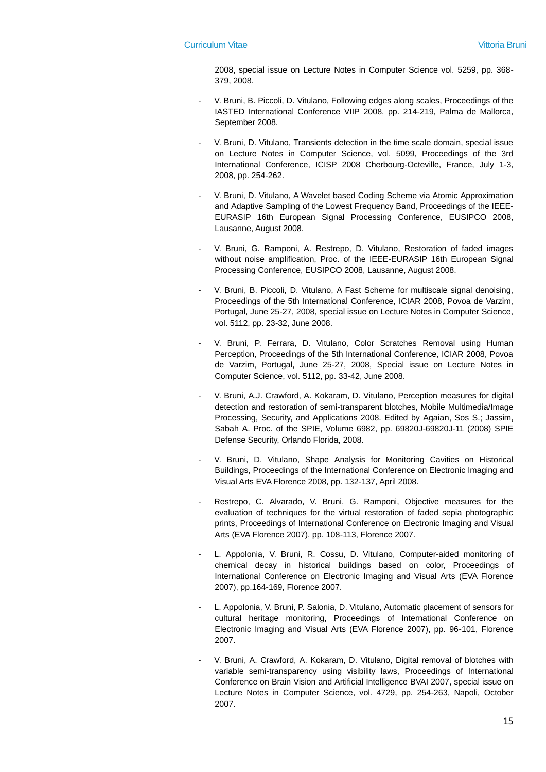2008, special issue on Lecture Notes in Computer Science vol. 5259, pp. 368-379, 2008.

- V. Bruni, B. Piccoli, D. Vitulano, Following edges along scales, Proceedings of the IASTED International Conference VIIP 2008, pp. 214-219, Palma de Mallorca, September 2008.

- V. Bruni, D. Vitulano, Transients detection in the time scale domain, special issue on Lecture Notes in Computer Science, vol. 5099, Proceedings of the 3rd International Conference, ICISP 2008 Cherbourg-Octeville, France, July 1-3, 2008, pp. 254-262.

- V. Bruni, D. Vitulano, A Wavelet based Coding Scheme via Atomic Approximation and Adaptive Sampling of the Lowest Frequency Band, Proceedings of the IEEE-EURASIP 16th European Signal Processing Conference, EUSIPCO 2008, Lausanne, August 2008.

- V. Bruni, G. Ramponi, A. Restrepo, D. Vitulano, Restoration of faded images without noise amplification, Proc. of the IEEE-EURASIP 16th European Signal Processing Conference, EUSIPCO 2008, Lausanne, August 2008.

- V. Bruni, B. Piccoli, D. Vitulano, A Fast Scheme for multiscale signal denoising, Proceedings of the 5th International Conference, ICIAR 2008, Povoa de Varzim, Portugal, June 25-27, 2008, special issue on Lecture Notes in Computer Science, vol. 5112, pp. 23-32, June 2008.

- V. Bruni, P. Ferrara, D. Vitulano, Color Scratches Removal using Human Perception, Proceedings of the 5th International Conference, ICIAR 2008, Povoa de Varzim, Portugal, June 25-27, 2008, Special issue on Lecture Notes in Computer Science, vol. 5112, pp. 33-42, June 2008.

- V. Bruni, A.J. Crawford, A. Kokaram, D. Vitulano, Perception measures for digital detection and restoration of semi-transparent blotches, Mobile Multimedia/Image Processing, Security, and Applications 2008. Edited by Agaian, Sos S.; Jassim, Sabah A. Proc. of the SPIE, Volume 6982, pp. 69820J-69820J-11 (2008) SPIE Defense Security, Orlando Florida, 2008.

- V. Bruni, D. Vitulano, Shape Analysis for Monitoring Cavities on Historical Buildings, Proceedings of the International Conference on Electronic Imaging and Visual Arts EVA Florence 2008, pp. 132-137, April 2008.

- Restrepo, C. Alvarado, V. Bruni, G. Ramponi, Objective measures for the evaluation of techniques for the virtual restoration of faded sepia photographic prints, Proceedings of International Conference on Electronic Imaging and Visual Arts (EVA Florence 2007), pp. 108-113, Florence 2007.

- L. Appolonia, V. Bruni, R. Cossu, D. Vitulano, Computer-aided monitoring of chemical decay in historical buildings based on color, Proceedings of International Conference on Electronic Imaging and Visual Arts (EVA Florence 2007), pp.164-169, Florence 2007.

- L. Appolonia, V. Bruni, P. Salonia, D. Vitulano, Automatic placement of sensors for cultural heritage monitoring, Proceedings of International Conference on Electronic Imaging and Visual Arts (EVA Florence 2007), pp. 96-101, Florence 2007.

- V. Bruni, A. Crawford, A. Kokaram, D. Vitulano, Digital removal of blotches with variable semi-transparency using visibility laws, Proceedings of International Conference on Brain Vision and Artificial Intelligence BVAI 2007, special issue on Lecture Notes in Computer Science, vol. 4729, pp. 254-263, Napoli, October 2007.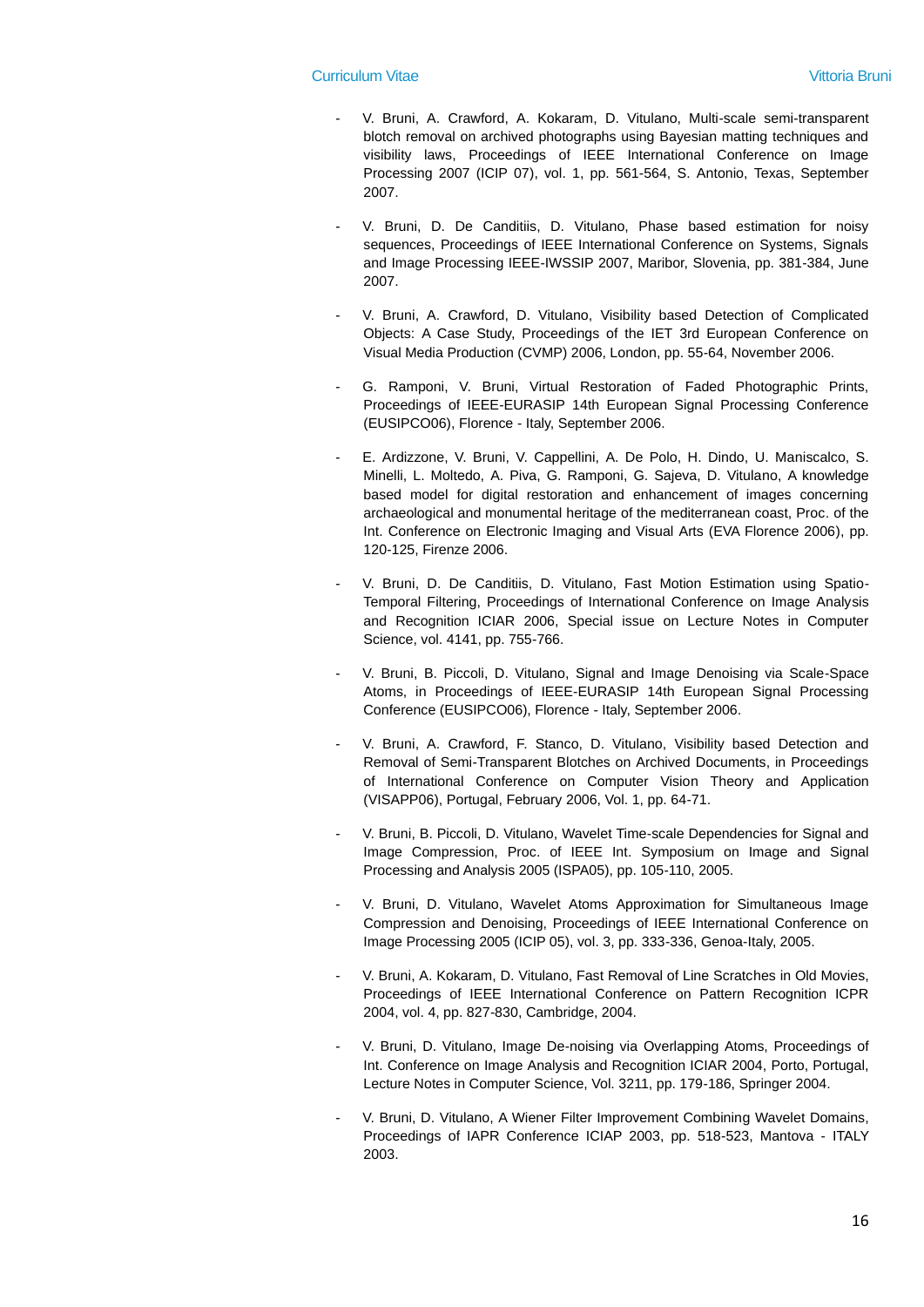- V. Bruni, A. Crawford, A. Kokaram, D. Vitulano, Multi-scale semi-transparent blotch removal on archived photographs using Bayesian matting techniques and visibility laws, Proceedings of IEEE International Conference on Image Processing 2007 (ICIP 07), vol. 1, pp. 561-564, S. Antonio, Texas, September 2007.

- V. Bruni, D. De Canditiis, D. Vitulano, Phase based estimation for noisy sequences, Proceedings of IEEE International Conference on Systems, Signals and Image Processing IEEE-IWSSIP 2007, Maribor, Slovenia, pp. 381-384, June 2007.

- V. Bruni, A. Crawford, D. Vitulano, Visibility based Detection of Complicated Objects: A Case Study, Proceedings of the IET 3rd European Conference on Visual Media Production (CVMP) 2006, London, pp. 55-64, November 2006.

- G. Ramponi, V. Bruni, Virtual Restoration of Faded Photographic Prints, Proceedings of IEEE-EURASIP 14th European Signal Processing Conference (EUSIPCO06), Florence - Italy, September 2006.

- E. Ardizzone, V. Bruni, V. Cappellini, A. De Polo, H. Dindo, U. Maniscalco, S. Minelli, L. Moltedo, A. Piva, G. Ramponi, G. Sajeva, D. Vitulano, A knowledge based model for digital restoration and enhancement of images concerning archaeological and monumental heritage of the mediterranean coast, Proc. of the Int. Conference on Electronic Imaging and Visual Arts (EVA Florence 2006), pp. 120-125, Firenze 2006.

- V. Bruni, D. De Canditiis, D. Vitulano, Fast Motion Estimation using Spatio-Temporal Filtering, Proceedings of International Conference on Image Analysis and Recognition ICIAR 2006, Special issue on Lecture Notes in Computer Science, vol. 4141, pp. 755-766.

- V. Bruni, B. Piccoli, D. Vitulano, Signal and Image Denoising via Scale-Space Atoms, in Proceedings of IEEE-EURASIP 14th European Signal Processing Conference (EUSIPCO06), Florence - Italy, September 2006.

- V. Bruni, A. Crawford, F. Stanco, D. Vitulano, Visibility based Detection and Removal of Semi-Transparent Blotches on Archived Documents, in Proceedings of International Conference on Computer Vision Theory and Application (VISAPP06), Portugal, February 2006, Vol. 1, pp. 64-71.

- V. Bruni, B. Piccoli, D. Vitulano, Wavelet Time-scale Dependencies for Signal and Image Compression, Proc. of IEEE Int. Symposium on Image and Signal Processing and Analysis 2005 (ISPA05), pp. 105-110, 2005.

- V. Bruni, D. Vitulano, Wavelet Atoms Approximation for Simultaneous Image Compression and Denoising, Proceedings of IEEE International Conference on Image Processing 2005 (ICIP 05), vol. 3, pp. 333-336, Genoa-Italy, 2005.

- V. Bruni, A. Kokaram, D. Vitulano, Fast Removal of Line Scratches in Old Movies, Proceedings of IEEE International Conference on Pattern Recognition ICPR 2004, vol. 4, pp. 827-830, Cambridge, 2004.

- V. Bruni, D. Vitulano, Image De-noising via Overlapping Atoms, Proceedings of Int. Conference on Image Analysis and Recognition ICIAR 2004, Porto, Portugal, Lecture Notes in Computer Science, Vol. 3211, pp. 179-186, Springer 2004.

- V. Bruni, D. Vitulano, A Wiener Filter Improvement Combining Wavelet Domains, Proceedings of IAPR Conference ICIAP 2003, pp. 518-523, Mantova - ITALY 2003.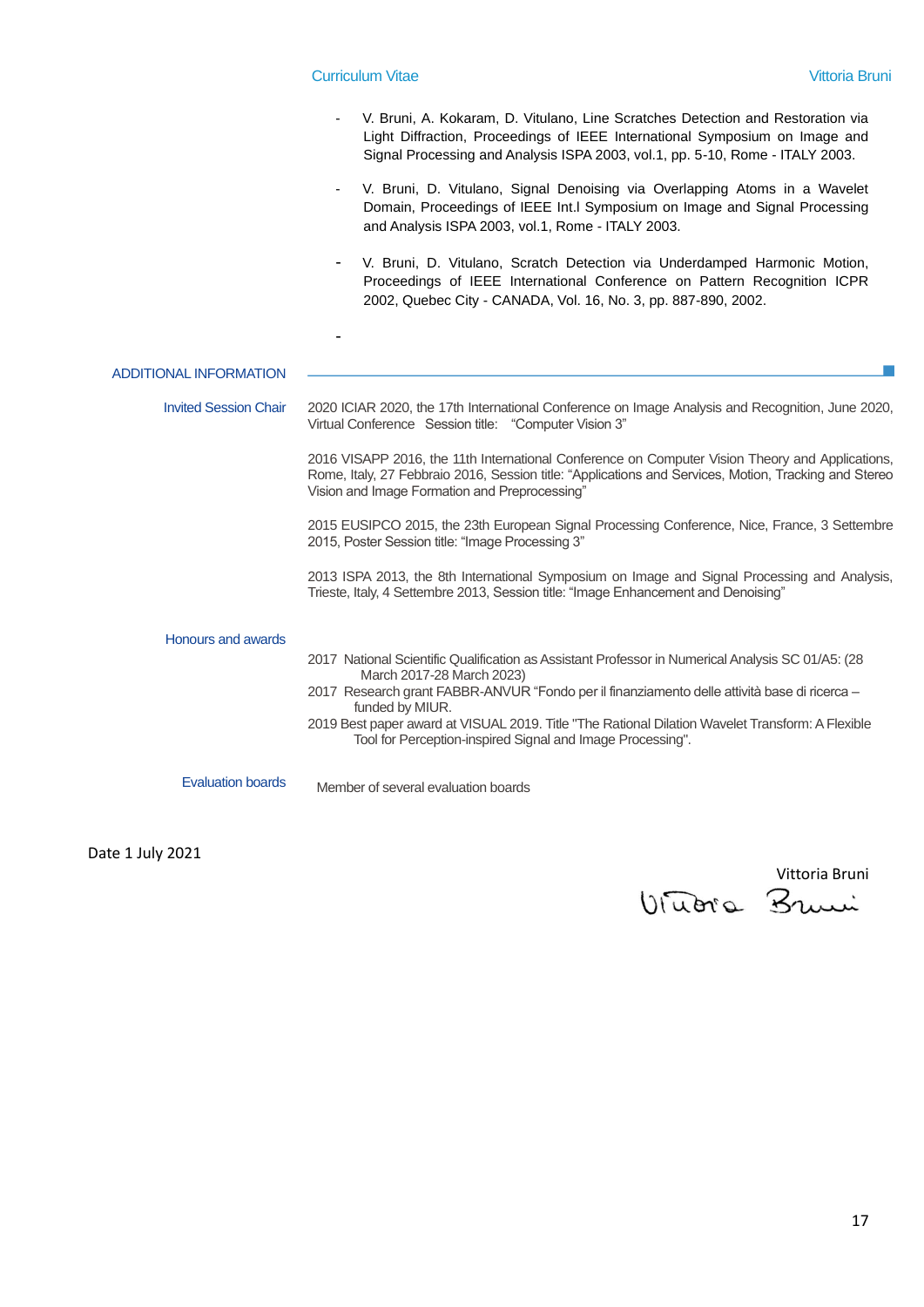- V. Bruni, A. Kokaram, D. Vitulano, Line Scratches Detection and Restoration via Light Diffraction, Proceedings of IEEE International Symposium on Image and Signal Processing and Analysis ISPA 2003, vol.1, pp. 5-10, Rome - ITALY 2003.

- V. Bruni, D. Vitulano, Signal Denoising via Overlapping Atoms in a Wavelet Domain, Proceedings of IEEE Int.l Symposium on Image and Signal Processing and Analysis ISPA 2003, vol.1, Rome - ITALY 2003.

- V. Bruni, D. Vitulano, Scratch Detection via Underdamped Harmonic Motion, Proceedings of IEEE International Conference on Pattern Recognition ICPR 2002, Quebec City - CANADA, Vol. 16, No. 3, pp. 887-890, 2002.

-

## ADDITIONAL INFORMATION

**Invited Session Chair**

2020 ICIAR 2020, the 17th International Conference on Image Analysis and Recognition, June 2020, Virtual Conference Session title: "Computer Vision 3"

2016 VISAPP 2016, the 11th International Conference on Computer Vision Theory and Applications, Rome, Italy, 27 Febbraio 2016, Session title: "Applications and Services, Motion, Tracking and Stereo Vision and Image Formation and Preprocessing"

2015 EUSIPCO 2015, the 23th European Signal Processing Conference, Nice, France, 3 Settembre 2015, Poster Session title: "Image Processing 3"

2013 ISPA 2013, the 8th International Symposium on Image and Signal Processing and Analysis, Trieste, Italy, 4 Settembre 2013, Session title: "Image Enhancement and Denoising"

**Honours and awards**

2017 National Scientific Qualification as Assistant Professor in Numerical Analysis SC 01/A5: (28 March 2017-28 March 2023)
2017 Research grant FABBR-ANVUR "Fondo per il finanziamento delle attività base di ricerca – funded by MIUR.
2019 Best paper award at VISUAL 2019. Title "The Rational Dilation Wavelet Transform: A Flexible Tool for Perception-inspired Signal and Image Processing".

**Evaluation boards**

Member of several evaluation boards

Date 1 July 2021

Vittoria Bruni

Vittoria Bruni